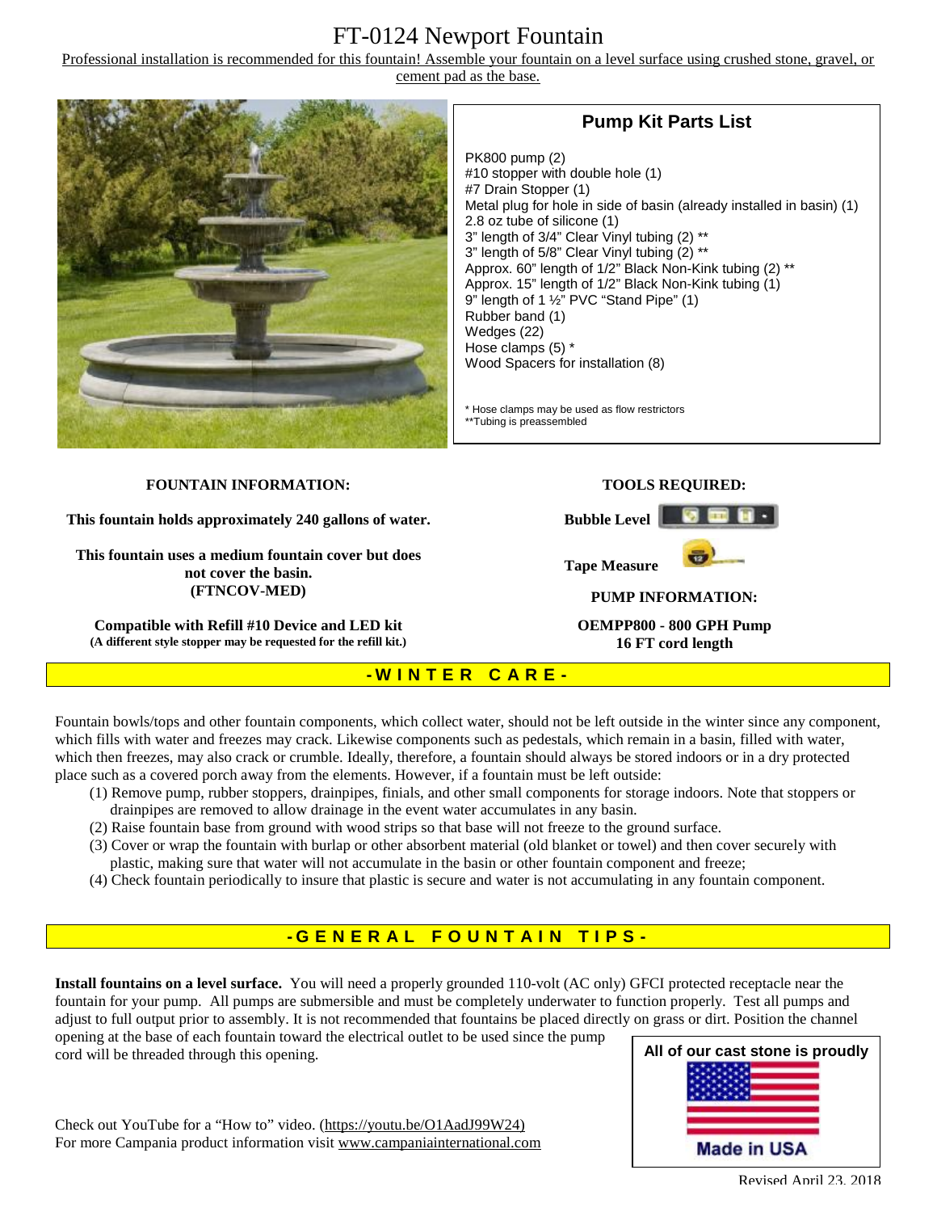# FT-0124 Newport Fountain

Professional installation is recommended for this fountain! Assemble your fountain on a level surface using crushed stone, gravel, or cement pad as the base.

## Pump Kit Parts List

PK800 pump (2)
#10 stopper with double hole (1)
#7 Drain Stopper (1)
Metal plug for hole in side of basin (already installed in basin) (1)
2.8 oz tube of silicone (1)
3" length of 3/4" Clear Vinyl tubing (2) **
3" length of 5/8" Clear Vinyl tubing (2) **
Approx. 60" length of 1/2" Black Non-Kink tubing (2) **
Approx. 15" length of 1/2" Black Non-Kink tubing (1)
9" length of 1 ½" PVC "Stand Pipe" (1)
Rubber band (1)
Wedges (22)
Hose clamps (5) *
Wood Spacers for installation (8)

* Hose clamps may be used as flow restrictors
**Tubing is preassembled

**FOUNTAIN INFORMATION:**

**This fountain holds approximately 240 gallons of water.**

**This fountain uses a medium fountain cover but does not cover the basin. (FTNCOV-MED)**

**Compatible with Refill #10 Device and LED kit**
**(A different style stopper may be requested for the refill kit.)**

**TOOLS REQUIRED:**

**Bubble Level**

**Tape Measure**

**PUMP INFORMATION:**

**OEMPP800 - 800 GPH Pump**
**16 FT cord length**

## -WINTER CARE-

Fountain bowls/tops and other fountain components, which collect water, should not be left outside in the winter since any component, which fills with water and freezes may crack. Likewise components such as pedestals, which remain in a basin, filled with water, which then freezes, may also crack or crumble. Ideally, therefore, a fountain should always be stored indoors or in a dry protected place such as a covered porch away from the elements. However, if a fountain must be left outside:

(1) Remove pump, rubber stoppers, drainpipes, finials, and other small components for storage indoors. Note that stoppers or drainpipes are removed to allow drainage in the event water accumulates in any basin.
(2) Raise fountain base from ground with wood strips so that base will not freeze to the ground surface.
(3) Cover or wrap the fountain with burlap or other absorbent material (old blanket or towel) and then cover securely with plastic, making sure that water will not accumulate in the basin or other fountain component and freeze;
(4) Check fountain periodically to insure that plastic is secure and water is not accumulating in any fountain component.

## -GENERAL FOUNTAIN TIPS-

**Install fountains on a level surface.** You will need a properly grounded 110-volt (AC only) GFCI protected receptacle near the fountain for your pump. All pumps are submersible and must be completely underwater to function properly. Test all pumps and adjust to full output prior to assembly. It is not recommended that fountains be placed directly on grass or dirt. Position the channel opening at the base of each fountain toward the electrical outlet to be used since the pump cord will be threaded through this opening.

Check out YouTube for a "How to" video. (https://youtu.be/O1AadJ99W24)
For more Campania product information visit www.campaniainternational.com

All of our cast stone is proudly Made in USA

Revised April 23, 2018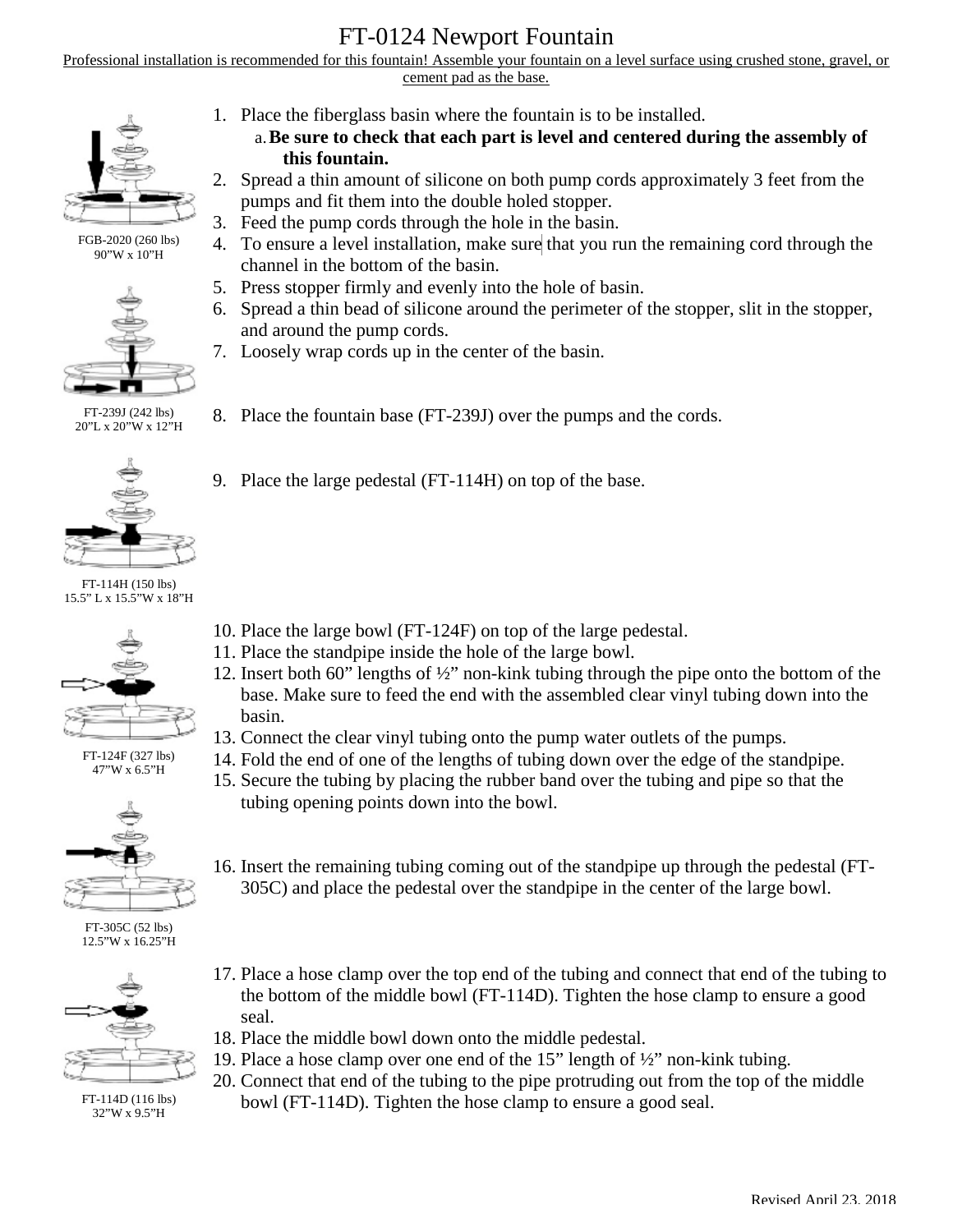# FT-0124 Newport Fountain

Professional installation is recommended for this fountain! Assemble your fountain on a level surface using crushed stone, gravel, or cement pad as the base.

FGB-2020 (260 lbs)
90"W x 10"H

1. Place the fiberglass basin where the fountain is to be installed.
   a. **Be sure to check that each part is level and centered during the assembly of this fountain.**
2. Spread a thin amount of silicone on both pump cords approximately 3 feet from the pumps and fit them into the double holed stopper.
3. Feed the pump cords through the hole in the basin.
4. To ensure a level installation, make sure that you run the remaining cord through the channel in the bottom of the basin.
5. Press stopper firmly and evenly into the hole of basin.
6. Spread a thin bead of silicone around the perimeter of the stopper, slit in the stopper, and around the pump cords.
7. Loosely wrap cords up in the center of the basin.

FT-239J (242 lbs)
20"L x 20"W x 12"H

8. Place the fountain base (FT-239J) over the pumps and the cords.

FT-114H (150 lbs)
15.5" L x 15.5"W x 18"H

9. Place the large pedestal (FT-114H) on top of the base.

FT-124F (327 lbs)
47"W x 6.5"H

10. Place the large bowl (FT-124F) on top of the large pedestal.
11. Place the standpipe inside the hole of the large bowl.
12. Insert both 60" lengths of ½" non-kink tubing through the pipe onto the bottom of the base. Make sure to feed the end with the assembled clear vinyl tubing down into the basin.
13. Connect the clear vinyl tubing onto the pump water outlets of the pumps.
14. Fold the end of one of the lengths of tubing down over the edge of the standpipe.
15. Secure the tubing by placing the rubber band over the tubing and pipe so that the tubing opening points down into the bowl.

FT-305C (52 lbs)
12.5"W x 16.25"H

16. Insert the remaining tubing coming out of the standpipe up through the pedestal (FT-305C) and place the pedestal over the standpipe in the center of the large bowl.

FT-114D (116 lbs)
32"W x 9.5"H

17. Place a hose clamp over the top end of the tubing and connect that end of the tubing to the bottom of the middle bowl (FT-114D). Tighten the hose clamp to ensure a good seal.
18. Place the middle bowl down onto the middle pedestal.
19. Place a hose clamp over one end of the 15" length of ½" non-kink tubing.
20. Connect that end of the tubing to the pipe protruding out from the top of the middle bowl (FT-114D). Tighten the hose clamp to ensure a good seal.

Revised April 23, 2018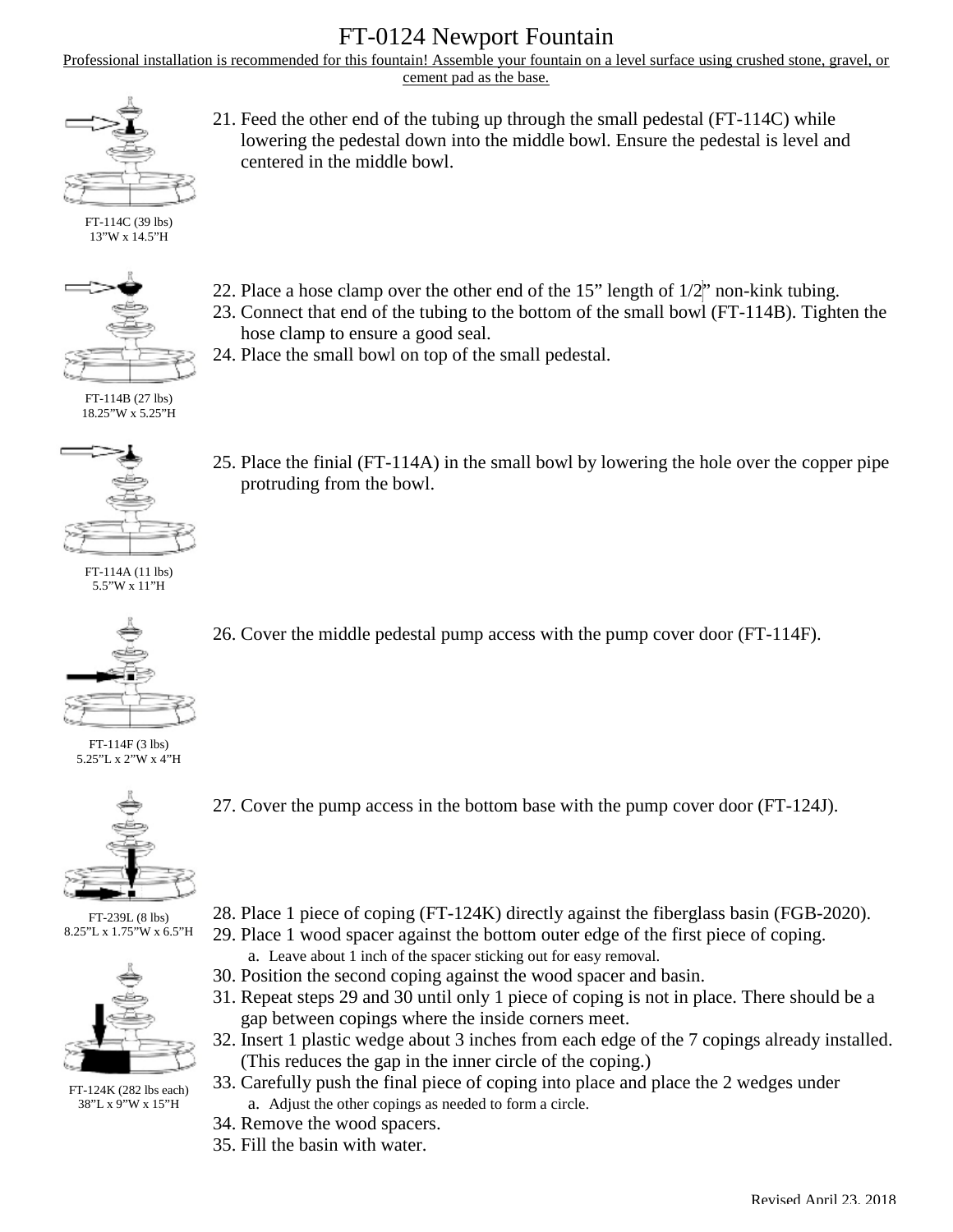# FT-0124 Newport Fountain

Professional installation is recommended for this fountain! Assemble your fountain on a level surface using crushed stone, gravel, or cement pad as the base.

FT-114C (39 lbs)
13"W x 14.5"H

21. Feed the other end of the tubing up through the small pedestal (FT-114C) while lowering the pedestal down into the middle bowl. Ensure the pedestal is level and centered in the middle bowl.

FT-114B (27 lbs)
18.25"W x 5.25"H

22. Place a hose clamp over the other end of the 15" length of 1/2" non-kink tubing.
23. Connect that end of the tubing to the bottom of the small bowl (FT-114B). Tighten the hose clamp to ensure a good seal.
24. Place the small bowl on top of the small pedestal.

FT-114A (11 lbs)
5.5"W x 11"H

25. Place the finial (FT-114A) in the small bowl by lowering the hole over the copper pipe protruding from the bowl.

FT-114F (3 lbs)
5.25"L x 2"W x 4"H

26. Cover the middle pedestal pump access with the pump cover door (FT-114F).

FT-239L (8 lbs)
8.25"L x 1.75"W x 6.5"H

27. Cover the pump access in the bottom base with the pump cover door (FT-124J).

FT-124K (282 lbs each)
38"L x 9"W x 15"H

28. Place 1 piece of coping (FT-124K) directly against the fiberglass basin (FGB-2020).
29. Place 1 wood spacer against the bottom outer edge of the first piece of coping.
    a. Leave about 1 inch of the spacer sticking out for easy removal.
30. Position the second coping against the wood spacer and basin.
31. Repeat steps 29 and 30 until only 1 piece of coping is not in place. There should be a gap between copings where the inside corners meet.
32. Insert 1 plastic wedge about 3 inches from each edge of the 7 copings already installed. (This reduces the gap in the inner circle of the coping.)
33. Carefully push the final piece of coping into place and place the 2 wedges under
    a. Adjust the other copings as needed to form a circle.
34. Remove the wood spacers.
35. Fill the basin with water.

Revised April 23, 2018